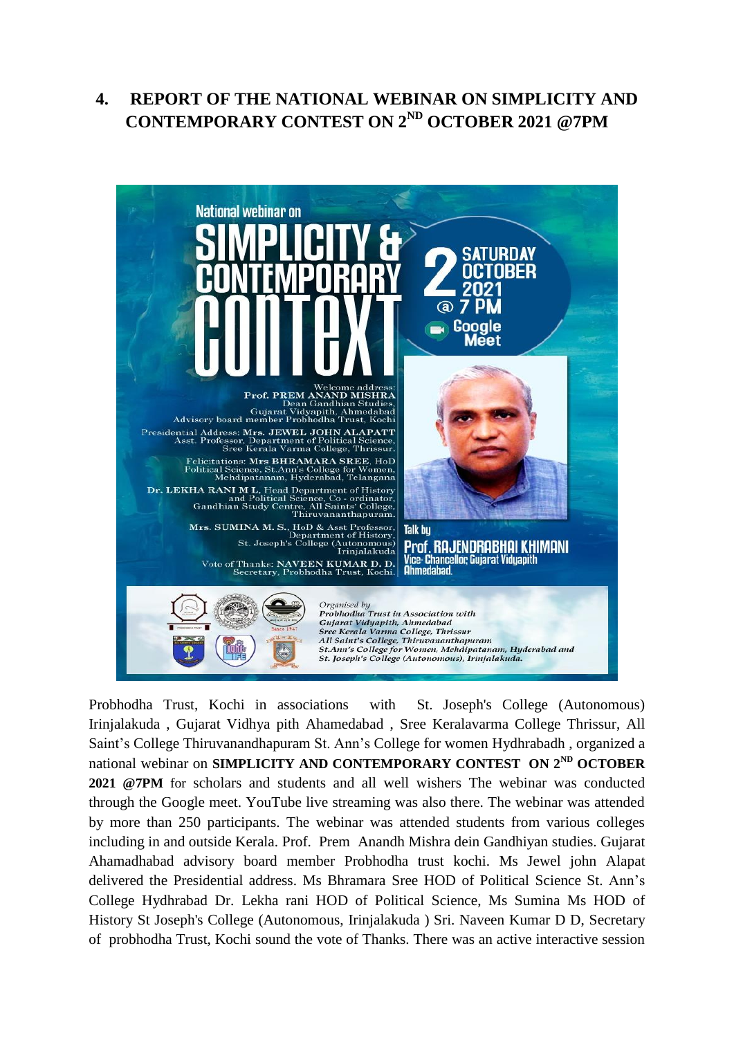## 4. REPORT OF THE NATIONAL WEBINAR ON SIMPLICITY AND CONTEMPORARY CONTEST ON 2ND OCTOBER 2021 @7PM

Probhodha Trust, Kochi in associations with St. Joseph's College (Autonomous) Irinjalakuda , Gujarat Vidhya pith Ahamedabad , Sree Keralavarma College Thrissur, All Saint's College Thiruvanandhapuram St. Ann's College for women Hydhrabadh , organized a national webinar on **SIMPLICITY AND CONTEMPORARY CONTEST ON 2ND OCTOBER 2021 @7PM** for scholars and students and all well wishers The webinar was conducted through the Google meet. YouTube live streaming was also there. The webinar was attended by more than 250 participants. The webinar was attended students from various colleges including in and outside Kerala. Prof. Prem Anandh Mishra dein Gandhiyan studies. Gujarat Ahamadhabad advisory board member Probhodha trust kochi. Ms Jewel john Alapat delivered the Presidential address. Ms Bhramara Sree HOD of Political Science St. Ann's College Hydhrabad Dr. Lekha rani HOD of Political Science, Ms Sumina Ms HOD of History St Joseph's College (Autonomous, Irinjalakuda ) Sri. Naveen Kumar D D, Secretary of probhodha Trust, Kochi sound the vote of Thanks. There was an active interactive session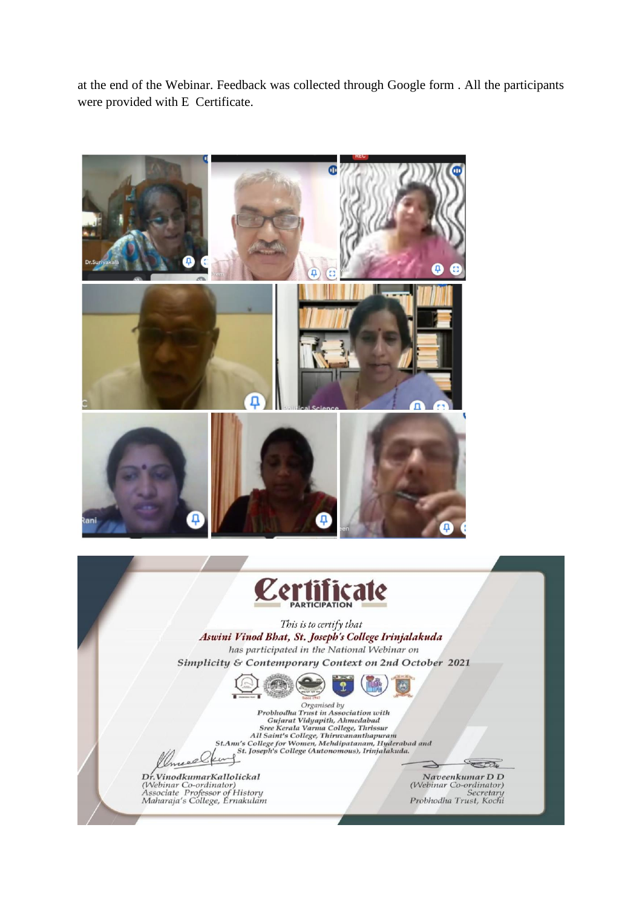at the end of the Webinar. Feedback was collected through Google form . All the participants were provided with E Certificate.

# Certificate

PARTICIPATION

*This is to certify that*

***Aswini Vinod Bhat, St. Joseph's College Irinjalakuda***

*has participated in the National Webinar on*

***Simplicity & Contemporary Context on 2nd October 2021***

*Organised by*

*Probhodha Trust in Association with*
*Gujarat Vidyapith, Ahmedabad*
*Sree Kerala Varma College, Thrissur*
*All Saint's College, Thiruvananthapuram*
*St.Ann's College for Women, Mehdipatanam, Hyderabad and*
*St. Joseph's College (Autonomous), Irinjalakuda.*

*Dr.VinodkumarKallolickal*
*(Webinar Co-ordinator)*
*Associate Professor of History*
*Maharaja's College, Ernakulam*

*Naveenkumar D D*
*(Webinar Co-ordinator)*
*Secretary*
*Probhodha Trust, Kochi*